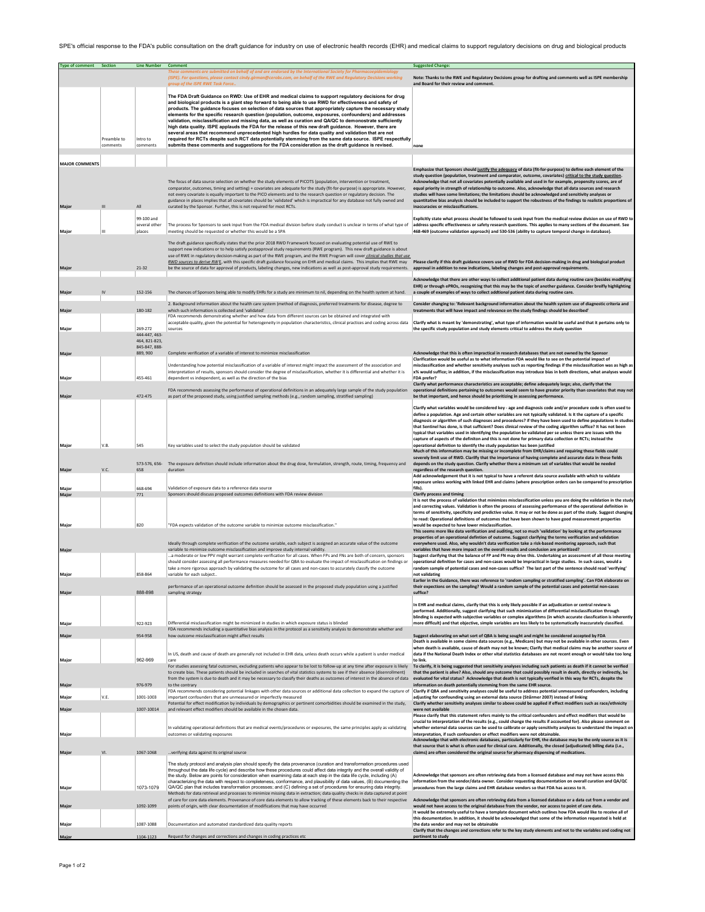SPE's official response to the FDA's public consultation on the draft guidance for industry on use of electronic health records (EHR) and medical claims to support regulatory decisions on drug and biological products

| Type of comment | Section | Line Number | Comment | Suggested Change: |
|---|---|---|---|---|
| | | | *These comments are submitted on behalf of and are endorsed by the International Society for Pharmacoepidemiology (ISPE). For questions, please contact cindy.girman@cerobs.com, on behalf of the RWE and Regulatory Decisions working group of the ISPE RWE Task Force..* | Note: Thanks to the RWE and Regulatory Decisions group for drafting and comments well as ISPE membership and Board for their review and comment. |
| | Preamble to comments | Intro to comments | **The FDA Draft Guidance on RWD: Use of EHR and medical claims to support regulatory decisions for drug and biological products is a giant step forward to being able to use RWD for effectiveness and safety of products. The guidance focuses on selection of data sources that appropriately capture the necessary study elements for the specific research question (population, outcome, exposures, confounders) and addresses validation, misclassification and missing data, as well as curation and QA/QC to demonstrate sufficiently high data quality. ISPE applauds the FDA for the release of this new draft guidance. However, there are several areas that recommend unprecedented high hurdles for data quality and validation that are not required for RCTs despite such RCT data potentially stemming from the same data source. ISPE respectfully submits these comments and suggestions for the FDA consideration as the draft guidance is revised.** | none |
| **MAJOR COMMENTS** | | | | |
| Major | III | All | The focus of data source selection on whether the study elements of PICOTS (population, intervention or treatment, comparator, outcomes, timing and setting) + covariates are adequate for the study (fit-for-purpose) is appropriate. However, not every covariate is equally important to the PICO elements and to the research question or regulatory decision. The guidance in places implies that all covariates should be 'validated' which is impractical for any database not fully owned and curated by the Sponsor. Further, this is not required for most RCTs. | **Emphasize that Sponsors should <u>justify the adequacy</u> of data (fit-for-purpose) to define each element of the study question (population, treatment and comparator, outcome, covariates) <u>critical to the study question</u>. Acknowledge that not all covariates potentially available and used in for example, propensity scores, are of equal priority in strength of relationship to outcome. Also, acknowledge that all data sources and research studies will have some limitations; the limitations should be acknowledged and sensitivity analyses or quantitative bias analysis should be included to support the robustness of the findings to realistic proportions of inaccuracies or misclassifications.** |
| Major | III | 99-100 and several other places | The process for Sponsors to seek input from the FDA medical division before study conduct is unclear in terms of what type of meeting should be requested or whether this would be a SPA | **Explicitly state what process should be followed to seek input from the medical review division on use of RWD to address specific effectiveness or safety research questions. This applies to many sections of the document. See 468-469 (outcome validation approach) and 530-536 (ability to capture temporal change in database).** |
| Major | | 21-32 | The draft guidance specifically states that the prior 2018 RWD Framework focused on evaluating potential use of RWE to support new indications or to help satisfy postapproval study requirements (RWE program). This new draft guidance is about use of RWE in regulatory decision-making as part of the RWE program, and the RWE Program will cover *<u>clinical studies that use RWD sources to derive RWE</u>*, with this specific draft guidance focusing on EHR and medical claims. This implies that RWE may be the source of data for approval of products, labeling changes, new indications as well as post-approval study requirements. | **Please clarify if this draft guidance covers use of RWD for FDA decision-making in drug and biological product approval in addition to new indications, labeling changes and post-approval requirements.** |
| Major | IV | 152-156 | The chances of Sponsors being able to modify EHRs for a study are minimum to nil, depending on the health system at hand. | **Acknowledge that there are other ways to collect additional patient data during routine care (besides modifying EHR) or through ePROs, recognizing that this may be the topic of another guidance. Consider breifly highlighting a couple of examples of ways to collect addtional patient data during routine care.** |
| Major | | 180-182 | 2. Background information about the health care system (method of diagnosis, preferred treatments for disease, degree to which such information is collected and 'validated' | **Consider changing to: 'Relevant background information about the health system use of diagnostic criteria and treatments that will have impact and relevance on the study findings should be described'** |
| Major | | 269-272 | FDA recommends demonstrating whether and how data from different sources can be obtained and integrated with acceptable quality, given the potential for heterogeneity in population characteristics, clinical practices and coding across data sources | **Clarify what is meant by 'demonstrating', what type of information would be useful and that it pertains only to the specific study population and study elements critical to address the study question** |
| Major | | 444-447, 463-464, 821-823, 845-847, 888-889, 900 | Complete verification of a variable of interest to minimize misclassification | **Acknowledge that this is often impractical in research databases that are not owned by the Sponsor** |
| Major | | 455-461 | Understanding how potential misclassification of a variable of interest might impact the assessment of the association and interpretation of results, sponsors should consider the degree of misclassification, whether it is differential and whether it is dependent vs independent, as well as the direction of the bias | **Clarification would be useful as to what information FDA would like to see on the potential impact of misclassification and whether sensitivity analyses such as reporting findings if the misclassification was as high as x% would suffice; in addition, if the misclassification may introduce bias in both directions, what analyses would FDA prefer?** |
| Major | | 472-475 | FDA recommends assessing the performance of operational definitions in an adequately large sample of the study population as part of the proposed study, using justified sampling methods (e.g., random sampling, stratified sampling) | **Clarify what performance characteristics are acceptable; define adequately large; also, clarify that the operational definitions pertaining to outcomes would seem to have greater priority than covariates that may not be that important, and hence should be prioritizing in assessing performance.** |
| Major | V.B. | 545 | Key variables used to select the study population should be validated | **Clarify what variables would be considered key - age and diagnosis code and/or procedure code is often used to define a population. Age and certain other variables are not typically validated. Is it the capture of a specific diagnosis or algorithm of such diagnoses and procedures? If they have been used to define populations in studies that Sentinel has done, is that sufficient? Does clinical review of the coding algorithm suffice? It has not been typical that variables used in identifying the population be validated per se unless there are issues with the capture of aspects of the definiton and this is not done for primary data collection or RCTs; instead the operational definition to identify the study population has been justified** |
| Major | V.C. | 573-576, 656-658 | The exposure definition should include information about the drug dose, formulation, strength, route, timing, frequency and duration | **Much of this information may be missing or incomplete from EHR/claims and requiring these fields could severely limit use of RWD. Clarify that the importance of having complete and accurate data in these fields depends on the study question. Clarify whether there a minimum set of variables that would be needed regardless of the research question.** |
| Major | | 668-694 | Validation of exposure data to a reference data source | **Add acknowledgement that it is not typical to have a referent data source available with which to validate exposure unless working with linked EHR and claims (where prescription orders can be compared to prescription fills).** |
| Major | | 771 | Sponsors should discuss proposed outcomes definitions with FDA review division | **Clarify process and timing** |
| Major | | 820 | "FDA expects validation of the outcome variable to minimize outcome misclassification." | **It is not the process of validation that minimizes misclassification unless you are doing the validation in the study and correcting values. Validation is often the process of assessing performance of the operational definition in terms of sensitivity, specificity and predictive value. It may or not be done as part of the study. Suggest changing to read: Operational definitions of outcomes that have been shown to have good measurement properties would be expected to have lower misclassification.** |
| Major | | | Ideally through complete verification of the outcome variable, each subject is assigned an accurate value of the outcome variable to minimize outcome misclassification and improve study internal validity. | **This seems more like data verification and auditing, not so much 'validation' by looking at the performance properties of an operational defintion of outcome. Suggest clarifying the terms verification and validation everywhere used. Also, why wouldn't data verification take a risk-based monitoring approach, such that variables that have more impact on the overall results and conclusion are prioritized?** |
| Major | | 858-864 | ..a moderate or low PPV might warrant complete verification for all cases. When FPs and FNs are both of concern, sponsors should consider assessing all performance measures needed for QBA to evaluate the impact of misclassification on findings or take a more rigorous approach by validating the outcome for all cases and non-cases to accurately classify the outcome variable for each subject.. | **Suggest clarifying that the balance of FP and FN may drive this. Undertaking an assessment of all those meeting operational definition for cases and non-cases would be impractical in large studies. In such cases, would a random sample of potential cases and non-cases suffice? The last part of the sentence should read 'verifying' not validating** |
| Major | | 888-898 | performance of an operational outcome definition should be assessed in the proposed study population using a justified sampling strategy | **Earlier in the Guidance, there was reference to 'random sampling or stratified sampling'. Can FDA elaborate on their expectations on the sampling? Would a random sample of the potential cases and potential non-cases suffice?** |
| Major | | 922-923 | Differential misclassification might be minimized in studies in which exposure status is blinded | **In EHR and medical claims, clarify that this is only likely possible if an adjudication or central review is performed. Additionally, suggest clarifying that such minimization of differential misclassification through blinding is expected with subjective variables or complex algorithms (in which accurate classification is inherently more difficult) and that objective, simple variables are less likely to be systematically inaccurately classified.** |
| Major | | 954-958 | FDA recommends including a quantitative bias analysis in the protocol as a sensitivity analysis to demonstrate whether and how outcome misclassification might affect results | **Suggest elaborating on what sort of QBA is being sought and might be considered accepted by FDA** |
| Major | | 962-969 | In US, death and cause of death are generally not included in EHR data, unless death occurs while a patient is under medical care | **Death is available in some claims data sources (e.g., Medicare) but may not be available in other sources. Even when death is available, cause of death may not be known; Clarify that medical claims may be another source of data if the National Death Index or other vital statistics databases are not recent enough or would take too long to link.** |
| Major | | 976-979 | For studies assessing fatal outcomes, excluding patients who appear to be lost to follow-up at any time after exposure is likely to create bias. These patients should be included in searches of vital statistics systems to see if their absence (disenrollment) from the system is due to death and it may be necessary to classify their deaths as outcomes of interest in the absence of data to the contrary | **To clarify, it is being suggested that sensitivity analyses including such patients as death if it cannot be verified that the patient is alive? Also, should any outcome that could possibly result in death, directly or indirectly, be evaluated for vital status? Acknowledge that death is not typically verified in this way for RCTs, despite the information on death potentially stemming from the same EHR source.** |
| Major | V.E. | 1001-1003 | FDA recommends considering potential linkages with other data sources or additional data collection to expand the capture of important confounders that are unmeasured or imperfectly measured | **Clarify if QBA and sensitivity analyses could be useful to address potential unmeasured confounders, including adjusting for confounding using an external data source (Stürmer 2007) instead of linking** |
| Major | | 1007-10014 | Potential for effect modification by individuals by demographics or pertinent comorbidities should be examined in the study, and relevant effect modifiers should be available in the chosen data. | **Clarify whether sensitivity analyses similar to above could be applied if effect modifiers such as race/ethnicity were not available** |
| Major | | | In validating operational definitions that are medical events/procedures or exposures, the same principles apply as validating outcomes or validating exposures | **Please clarify that this statement refers mainly to the critical confounders and effect modifiers that would be crucial to interpretation of the results (e.g., could change the results if accounted for). Also please comment on whether external data sources can be used to calibrate or apply sensitivity analyses to understand the impact on interpretation, if such confounders or effect modifiers were not obtainable.** |
| Major | VI. | 1067-1068 | ..verifying data against its original source | **Acknowledge that with electronic databases, particularly for EHR, the database may be the only source as it is that source that is what is often used for clinical care. Additionally, the closed (adjudicated) billing data (i.e., claims) are often considered the original source for pharmacy dispensing of medications.** |
| Major | | 1073-1079 | The study protocol and analysis plan should specify the data provenance (curation and transformation procedures used throughout the data life cycle) and describe how these procedures could affect data integrity and the overall validity of the study. Below are points for consideration when examining data at each step in the data life cycle, including (A) characterizing the data with respect to completeness, conformance, and plausibility of data values, (B) documenting the QA/QC plan that includes transformation processes; and (C) defining a set of procedures for ensuring data integrity. | **Acknowledge that sponsors are often retrieving data from a licensed database and may not have access this information from the vendor/data owner. Consider requesting documentation on overall curation and QA/QC procedures from the large claims and EHR database vendors so that FDA has access to it.** |
| Major | | 1092-1099 | Methods for data retrieval and processes to minimize missing data in extraction; data quality checks in data captured at point of care for core data elements. Provenance of core data elements to allow tracking of these elements back to their respective points of origin, with clear documentation of modifications that may have occurred | **Acknowledge that sponsors are often retrieving data from a licensed database or a data cut from a vendor and would not have access to the original database from the vendor, nor access to point of care data.** |
| Major | | 1087-1088 | Documentation and automated standardized data quality reports | **It would be extremely useful to have a template document which outlines how FDA would like to receive all of this documentation. In addition, it should be acknowledged that some of the information requested is held at the data vendor and may not be obtainable** |
| Major | | 1104-1123 | Request for changes and corrections and changes in coding practices etc | **Clarify that the changes and corrections refer to the key study elements and not to the variables and coding not pertinent to study** |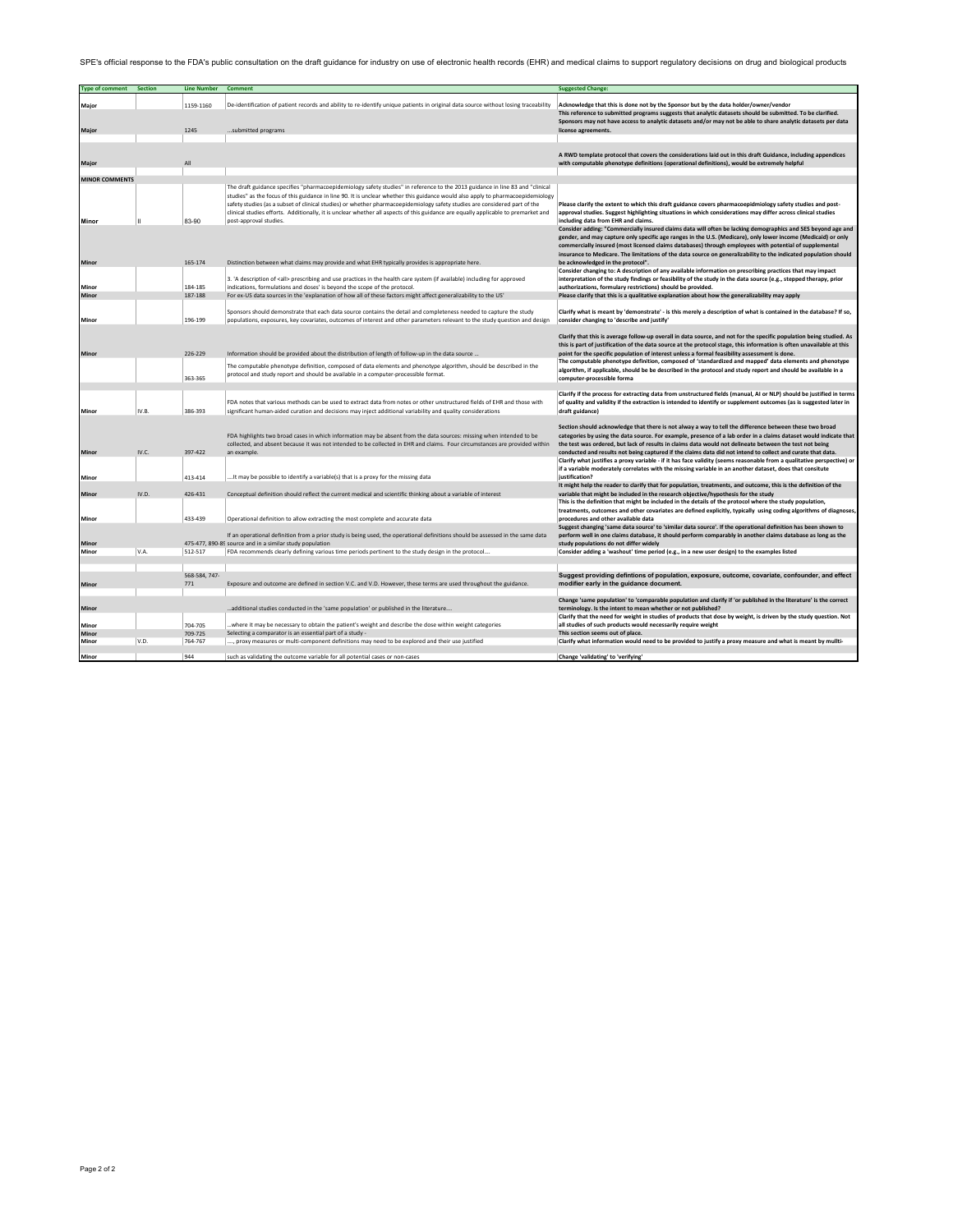SPE's official response to the FDA's public consultation on the draft guidance for industry on use of electronic health records (EHR) and medical claims to support regulatory decisions on drug and biological products

| Type of comment | Section | Line Number | Comment | Suggested Change: |
|---|---|---|---|---|
| Major | | 1159-1160 | De-identification of patient records and ability to re-identify unique patients in original data source without losing traceability | Acknowledge that this is done not by the Sponsor but by the data holder/owner/vendor |
| Major | | 1245 | ...submitted programs | This reference to submitted programs suggests that analytic datasets should be submitted. To be clarified. Sponsors may not have access to analytic datasets and/or may not be able to share analytic datasets per data license agreements. |
| Major | | All | | A RWD template protocol that covers the considerations laid out in this draft Guidance, including appendices with computable phenotype definitions (operational definitions), would be extremely helpful |
| MINOR COMMENTS | | | | |
| Minor | II | 83-90 | The draft guidance specifies "pharmacoepidemiology safety studies" in reference to the 2013 guidance in line 83 and "clinical studies" as the focus of this guidance in line 90. It is unclear whether this guidance would also apply to pharmacoepidemiology safety studies (as a subset of clinical studies) or whether pharmacoepidemiology safety studies are considered part of the clinical studies efforts. Additionally, it is unclear whether all aspects of this guidance are equally applicable to premarket and post-approval studies. | Please clarify the extent to which this draft guidance covers pharmacoepidmiology safety studies and post-approval studies. Suggest highlighting situations in which considerations may differ across clinical studies including data from EHR and claims. |
| Minor | | 165-174 | Distinction between what claims may provide and what EHR typically provides is appropriate here. | Consider adding: "Commercially insured claims data will often be lacking demographics and SES beyond age and gender, and may capture only specific age ranges in the U.S. (Medicare), only lower income (Medicaid) or only commercially insured (most licensed claims databases) through employees with potential of supplemental insurance to Medicare. The limitations of the data source on generalizability to the indicated population should be acknowledged in the protocol". |
| Minor | | 184-185 | 3. 'A description of <all> prescribing and use practices in the health care system (if available) including for approved indications, formulations and doses' is beyond the scope of the protocol. | Consider changing to: A description of any available information on prescribing practices that may impact interpretation of the study findings or feasibility of the study in the data source (e.g., stepped therapy, prior authorizations, formulary restrictions) should be provided. |
| Minor | | 187-188 | For ex-US data sources in the 'explanation of how all of these factors might affect generalizability to the US' | Please clarify that this is a qualitative explanation about how the generalizability may apply |
| Minor | | 196-199 | Sponsors should demonstrate that each data source contains the detail and completeness needed to capture the study populations, exposures, key covariates, outcomes of interest and other parameters relevant to the study question and design | Clarify what is meant by 'demonstrate' - is this merely a description of what is contained in the database? If so, consider changing to 'describe and justify' |
| Minor | | 226-229 | Information should be provided about the distribution of length of follow-up in the data source ... | Clarify that this is average follow-up overall in data source, and not for the specific population being studied. As this is part of justification of the data source at the protocol stage, this information is often unavailable at this point for the specific population of interest unless a formal feasibility assessment is done. |
| | | 363-365 | The computable phenotype definition, composed of data elements and phenotype algorithm, should be described in the protocol and study report and should be available in a computer-processible format. | The computable phenotype definition, composed of 'standardized and mapped' data elements and phenotype algorithm, if applicable, should be be described in the protocol and study report and should be available in a computer-processible forma |
| Minor | IV.B. | 386-393 | FDA notes that various methods can be used to extract data from notes or other unstructured fields of EHR and those with significant human-aided curation and decisions may inject additional variability and quality considerations | Clarify if the process for extracting data from unstructured fields (manual, AI or NLP) should be justified in terms of quality and validity if the extraction is intended to identify or supplement outcomes (as is suggested later in draft guidance) |
| Minor | IV.C. | 397-422 | FDA highlights two broad cases in which information may be absent from the data sources: missing when intended to be collected, and absent because it was not intended to be collected in EHR and claims. Four circumstances are provided within an example. | Section should acknowledge that there is not always a way to tell the difference between these two broad categories by using the data source. For example, presence of a lab order in a claims dataset would indicate that the test was ordered, but lack of results in claims data would not delineate between the test not being conducted and results not being captured if the claims data did not intend to collect and curate that data. |
| Minor | | 413-414 | ...It may be possible to identify a variable(s) that is a proxy for the missing data | Clarify what justifies a proxy variable - if it has face validity (seems reasonable from a qualitative perspective) or if a variable moderately correlates with the missing variable in an another dataset, does that consitute justification? |
| Minor | IV.D. | 426-431 | Conceptual definition should reflect the current medical and scientific thinking about a variable of interest | It might help the reader to clarify that for population, treatments, and outcome, this is the definition of the variable that might be included in the research objective/hypothesis for the study |
| Minor | | 433-439 | Operational definition to allow extracting the most complete and accurate data | This is the definition that might be included in the details of the protocol where the study population, treatments, outcomes and other covariates are defined explicitly, typically using coding algorithms of diagnoses, procedures and other available data |
| Minor | | 475-477, 890-891 | If an operational definition from a prior study is being used, the operational definitions should be assessed in the same data source and in a similar study population | Suggest changing 'same data source' to 'similar data source'. If the operational definition has been shown to perform well in one claims database, it should perform comparably in another claims database as long as the study populations do not differ widely |
| Minor | V.A. | 512-517 | FDA recommends clearly defining various time periods pertinent to the study design in the protocol.... | Consider adding a 'washout' time period (e.g., in a new user design) to the examples listed |
| Minor | | 568-584, 747-771 | Exposure and outcome are defined in section V.C. and V.D. However, these terms are used throughout the guidance. | Suggest providing defintions of population, exposure, outcome, covariate, confounder, and effect modifier early in the guidance document. |
| Minor | | | ...additional studies conducted in the 'same population' or published in the literature.... | Change 'same population' to 'comparable population and clarify if 'or published in the literature' is the correct terminology. Is the intent to mean whether or not published? |
| Minor | | 704-705 | ...where it may be necessary to obtain the patient's weight and describe the dose within weight categories | Clarify that the need for weight in studies of products that dose by weight, is driven by the study question. Not all studies of such products would necessarily require weight |
| Minor | | 709-725 | Selecting a comparator is an essential part of a study - | This section seems out of place. |
| Minor | V.D. | 764-767 | ..., proxy measures or multi-component definitions may need to be explored and their use justified | Clarify what information would need to be provided to justify a proxy measure and what is meant by multi- |
| Minor | | 944 | such as validating the outcome variable for all potential cases or non-cases | Change 'validating' to 'verifying' |